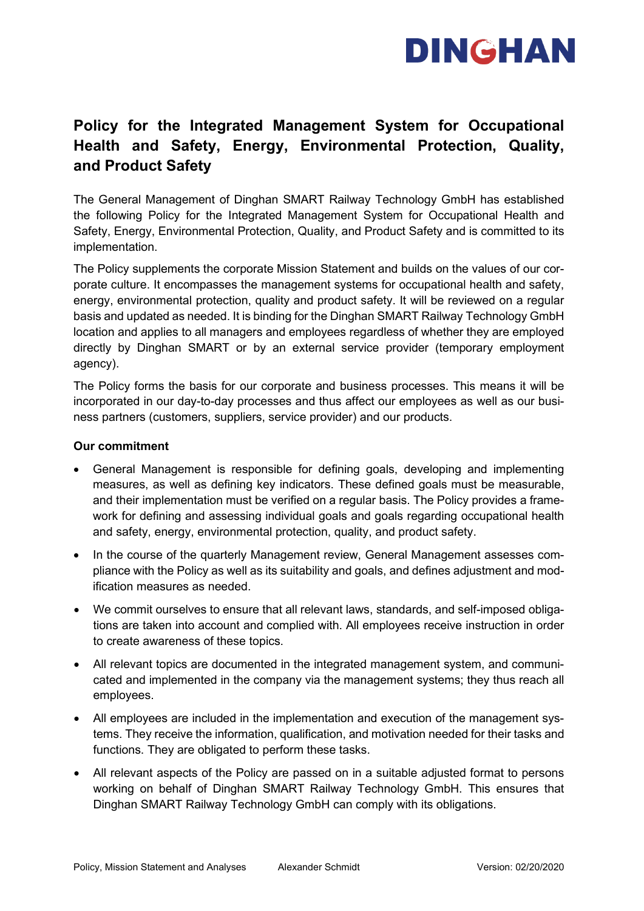# Policy for the Integrated Management System for Occupational Health and Safety, Energy, Environmental Protection, Quality, and Product Safety

The General Management of Dinghan SMART Railway Technology GmbH has established the following Policy for the Integrated Management System for Occupational Health and Safety, Energy, Environmental Protection, Quality, and Product Safety and is committed to its implementation.

The Policy supplements the corporate Mission Statement and builds on the values of our corporate culture. It encompasses the management systems for occupational health and safety, energy, environmental protection, quality and product safety. It will be reviewed on a regular basis and updated as needed. It is binding for the Dinghan SMART Railway Technology GmbH location and applies to all managers and employees regardless of whether they are employed directly by Dinghan SMART or by an external service provider (temporary employment agency).

The Policy forms the basis for our corporate and business processes. This means it will be incorporated in our day-to-day processes and thus affect our employees as well as our business partners (customers, suppliers, service provider) and our products.

**Our commitment**

- General Management is responsible for defining goals, developing and implementing measures, as well as defining key indicators. These defined goals must be measurable, and their implementation must be verified on a regular basis. The Policy provides a framework for defining and assessing individual goals and goals regarding occupational health and safety, energy, environmental protection, quality, and product safety.
- In the course of the quarterly Management review, General Management assesses compliance with the Policy as well as its suitability and goals, and defines adjustment and modification measures as needed.
- We commit ourselves to ensure that all relevant laws, standards, and self-imposed obligations are taken into account and complied with. All employees receive instruction in order to create awareness of these topics.
- All relevant topics are documented in the integrated management system, and communicated and implemented in the company via the management systems; they thus reach all employees.
- All employees are included in the implementation and execution of the management systems. They receive the information, qualification, and motivation needed for their tasks and functions. They are obligated to perform these tasks.
- All relevant aspects of the Policy are passed on in a suitable adjusted format to persons working on behalf of Dinghan SMART Railway Technology GmbH. This ensures that Dinghan SMART Railway Technology GmbH can comply with its obligations.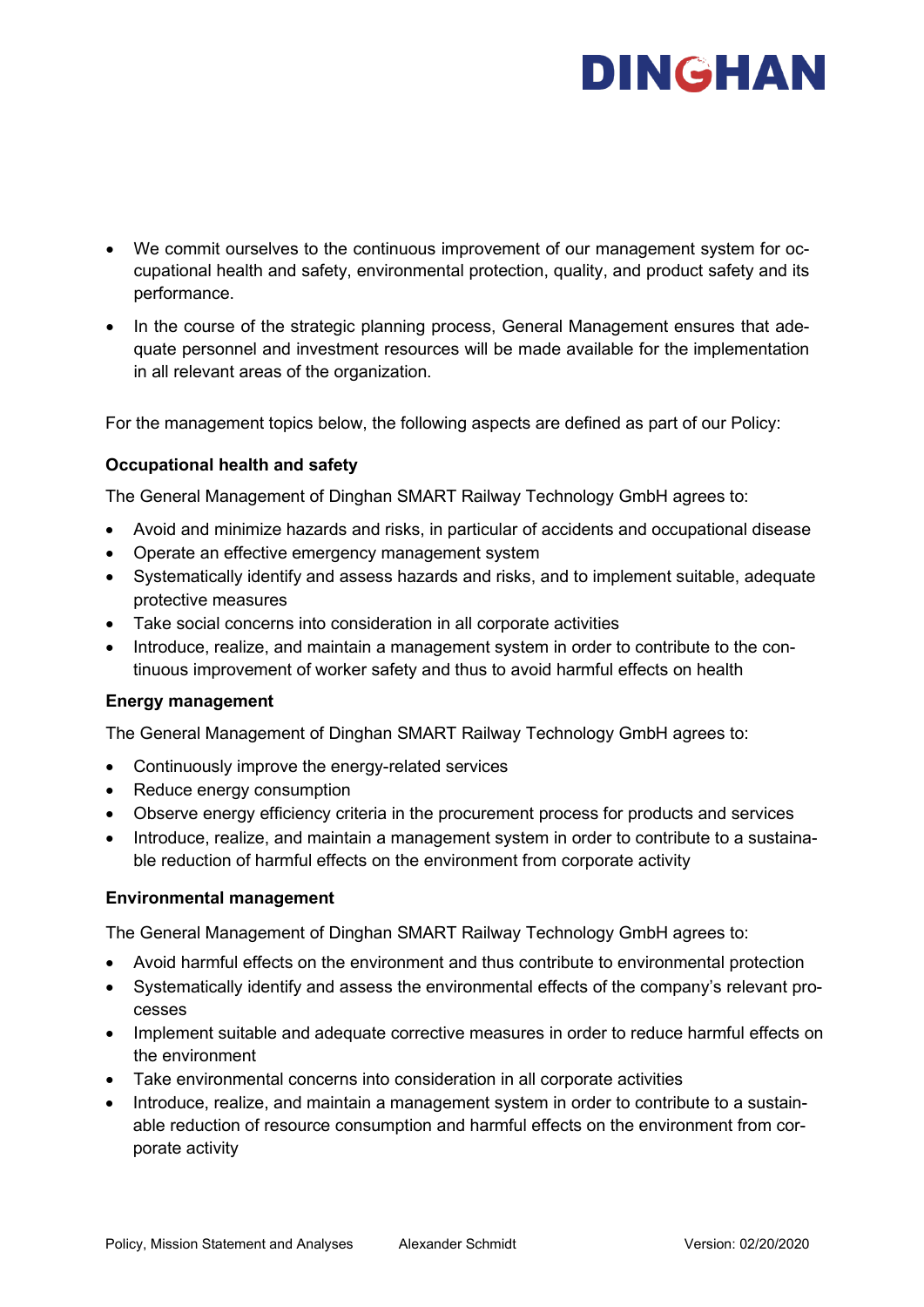- We commit ourselves to the continuous improvement of our management system for occupational health and safety, environmental protection, quality, and product safety and its performance.
- In the course of the strategic planning process, General Management ensures that adequate personnel and investment resources will be made available for the implementation in all relevant areas of the organization.

For the management topics below, the following aspects are defined as part of our Policy:

**Occupational health and safety**

The General Management of Dinghan SMART Railway Technology GmbH agrees to:

- Avoid and minimize hazards and risks, in particular of accidents and occupational disease
- Operate an effective emergency management system
- Systematically identify and assess hazards and risks, and to implement suitable, adequate protective measures
- Take social concerns into consideration in all corporate activities
- Introduce, realize, and maintain a management system in order to contribute to the continuous improvement of worker safety and thus to avoid harmful effects on health

**Energy management**

The General Management of Dinghan SMART Railway Technology GmbH agrees to:

- Continuously improve the energy-related services
- Reduce energy consumption
- Observe energy efficiency criteria in the procurement process for products and services
- Introduce, realize, and maintain a management system in order to contribute to a sustainable reduction of harmful effects on the environment from corporate activity

**Environmental management**

The General Management of Dinghan SMART Railway Technology GmbH agrees to:

- Avoid harmful effects on the environment and thus contribute to environmental protection
- Systematically identify and assess the environmental effects of the company's relevant processes
- Implement suitable and adequate corrective measures in order to reduce harmful effects on the environment
- Take environmental concerns into consideration in all corporate activities
- Introduce, realize, and maintain a management system in order to contribute to a sustainable reduction of resource consumption and harmful effects on the environment from corporate activity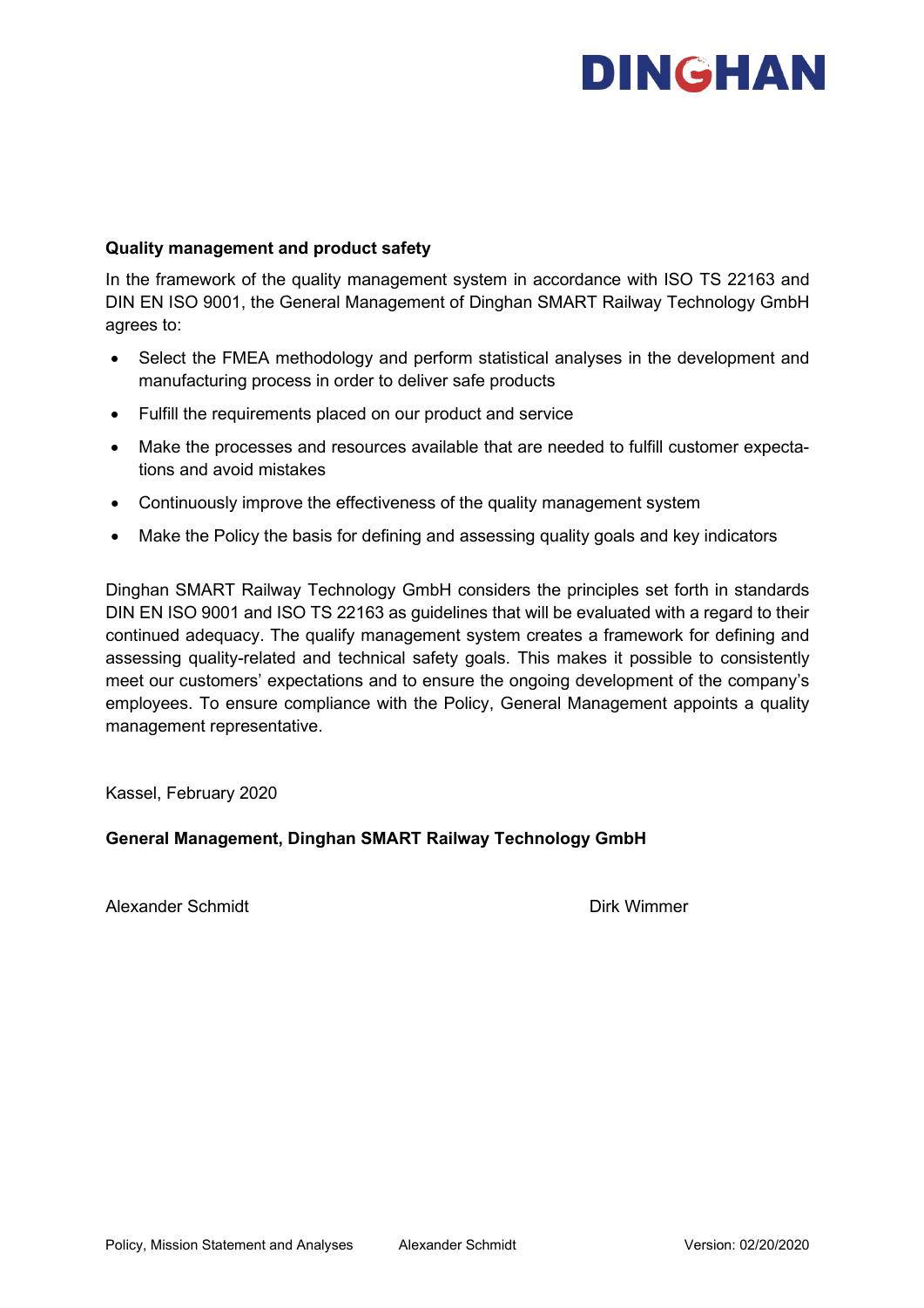**Quality management and product safety**

In the framework of the quality management system in accordance with ISO TS 22163 and DIN EN ISO 9001, the General Management of Dinghan SMART Railway Technology GmbH agrees to:

- Select the FMEA methodology and perform statistical analyses in the development and manufacturing process in order to deliver safe products
- Fulfill the requirements placed on our product and service
- Make the processes and resources available that are needed to fulfill customer expectations and avoid mistakes
- Continuously improve the effectiveness of the quality management system
- Make the Policy the basis for defining and assessing quality goals and key indicators

Dinghan SMART Railway Technology GmbH considers the principles set forth in standards DIN EN ISO 9001 and ISO TS 22163 as guidelines that will be evaluated with a regard to their continued adequacy. The qualify management system creates a framework for defining and assessing quality-related and technical safety goals. This makes it possible to consistently meet our customers' expectations and to ensure the ongoing development of the company's employees. To ensure compliance with the Policy, General Management appoints a quality management representative.

Kassel, February 2020

**General Management, Dinghan SMART Railway Technology GmbH**

Alexander Schmidt

Dirk Wimmer